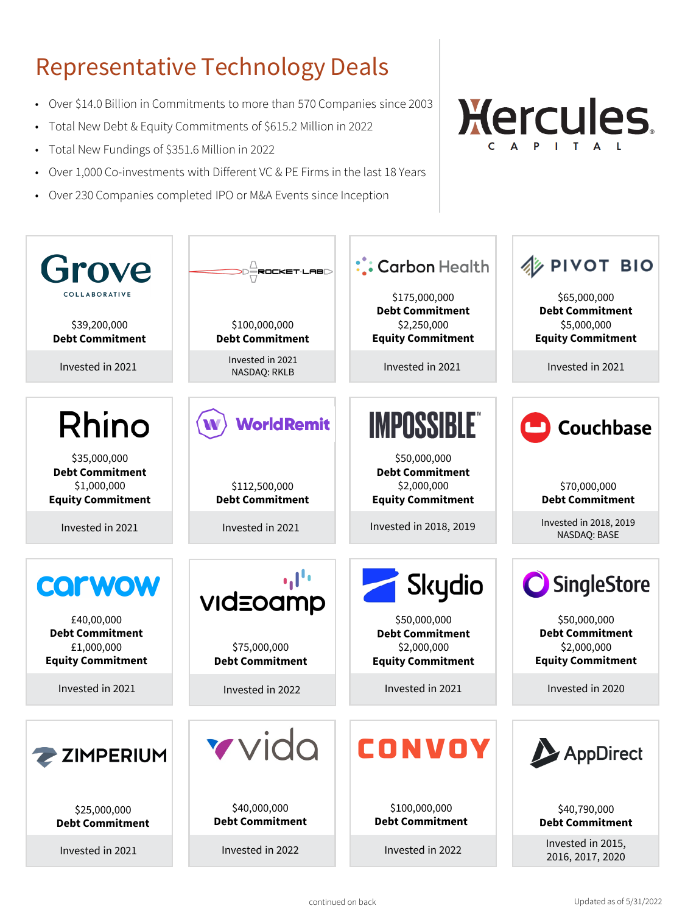# Representative Technology Deals

- Over $14.0 Billion in Commitments to more than 570 Companies since 2003
- Total New Debt & Equity Commitments of $615.2 Million in 2022
- Total New Fundings of $351.6 Million in 2022
- Over 1,000 Co-investments with Different VC & PE Firms in the last 18 Years
- Over 230 Companies completed IPO or M&A Events since Inception

Hercules CAPITAL

**Grove COLLABORATIVE**
$39,200,000
**Debt Commitment**
Invested in 2021

**ROCKET LAB**
$100,000,000
**Debt Commitment**
Invested in 2021
NASDAQ: RKLB

**Carbon Health**
$175,000,000
**Debt Commitment**
$2,250,000
**Equity Commitment**
Invested in 2021

**PIVOT BIO**
$65,000,000
**Debt Commitment**
$5,000,000
**Equity Commitment**
Invested in 2021

**Rhino**
$35,000,000
**Debt Commitment**
$1,000,000
**Equity Commitment**
Invested in 2021

**WorldRemit**
$112,500,000
**Debt Commitment**
Invested in 2021

**IMPOSSIBLE™**
$50,000,000
**Debt Commitment**
$2,000,000
**Equity Commitment**
Invested in 2018, 2019

**Couchbase**
$70,000,000
**Debt Commitment**
Invested in 2018, 2019
NASDAQ: BASE

**carwow**
£40,00,000
**Debt Commitment**
£1,000,000
**Equity Commitment**
Invested in 2021

**videoamp**
$75,000,000
**Debt Commitment**
Invested in 2022

**Skydio**
$50,000,000
**Debt Commitment**
$2,000,000
**Equity Commitment**
Invested in 2021

**SingleStore**
$50,000,000
**Debt Commitment**
$2,000,000
**Equity Commitment**
Invested in 2020

**ZIMPERIUM**
$25,000,000
**Debt Commitment**
Invested in 2021

**vida**
$40,000,000
**Debt Commitment**
Invested in 2022

**CONVOY**
$100,000,000
**Debt Commitment**
Invested in 2022

**AppDirect**
$40,790,000
**Debt Commitment**
Invested in 2015, 2016, 2017, 2020

continued on back

Updated as of 5/31/2022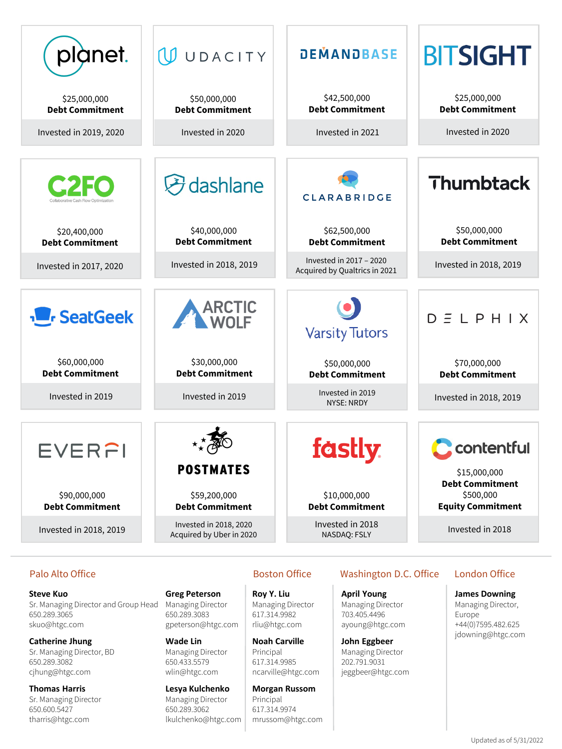| | | | |
|---|---|---|---|
| **planet.**<br>$25,000,000<br>**Debt Commitment**<br>Invested in 2019, 2020 | **UDACITY**<br>$50,000,000<br>**Debt Commitment**<br>Invested in 2020 | **DEMANDBASE**<br>$42,500,000<br>**Debt Commitment**<br>Invested in 2021 | **BITSIGHT**<br>$25,000,000<br>**Debt Commitment**<br>Invested in 2020 |
| **C2FO** Collaborative Cash Flow Optimization<br>$20,400,000<br>**Debt Commitment**<br>Invested in 2017, 2020 | **dashlane**<br>$40,000,000<br>**Debt Commitment**<br>Invested in 2018, 2019 | **CLARABRIDGE**<br>$62,500,000<br>**Debt Commitment**<br>Invested in 2017 – 2020<br>Acquired by Qualtrics in 2021 | **Thumbtack**<br>$50,000,000<br>**Debt Commitment**<br>Invested in 2018, 2019 |
| **SeatGeek**<br>$60,000,000<br>**Debt Commitment**<br>Invested in 2019 | **ARCTIC WOLF**<br>$30,000,000<br>**Debt Commitment**<br>Invested in 2019 | **Varsity Tutors**<br>$50,000,000<br>**Debt Commitment**<br>Invested in 2019<br>NYSE: NRDY | **DELPHIX**<br>$70,000,000<br>**Debt Commitment**<br>Invested in 2018, 2019 |
| **EVERFI**<br>$90,000,000<br>**Debt Commitment**<br>Invested in 2018, 2019 | **POSTMATES**<br>$59,200,000<br>**Debt Commitment**<br>Invested in 2018, 2020<br>Acquired by Uber in 2020 | **fastly**<br>$10,000,000<br>**Debt Commitment**<br>Invested in 2018<br>NASDAQ: FSLY | **contentful**<br>$15,000,000<br>**Debt Commitment**<br>$500,000<br>**Equity Commitment**<br>Invested in 2018 |

## Palo Alto Office

**Steve Kuo**
Sr. Managing Director and Group Head
650.289.3065
skuo@htgc.com

**Catherine Jhung**
Sr. Managing Director, BD
650.289.3082
cjhung@htgc.com

**Thomas Harris**
Sr. Managing Director
650.600.5427
tharris@htgc.com

**Greg Peterson**
Managing Director
650.289.3083
gpeterson@htgc.com

**Wade Lin**
Managing Director
650.433.5579
wlin@htgc.com

**Lesya Kulchenko**
Managing Director
650.289.3062
lkulchenko@htgc.com

## Boston Office

**Roy Y. Liu**
Managing Director
617.314.9982
rliu@htgc.com

**Noah Carville**
Principal
617.314.9985
ncarville@htgc.com

**Morgan Russom**
Principal
617.314.9974
mrussom@htgc.com

## Washington D.C. Office

**April Young**
Managing Director
703.405.4496
ayoung@htgc.com

**John Eggbeer**
Managing Director
202.791.9031
jeggbeer@htgc.com

## London Office

**James Downing**
Managing Director, Europe
+44(0)7595.482.625
jdowning@htgc.com

Updated as of 5/31/2022